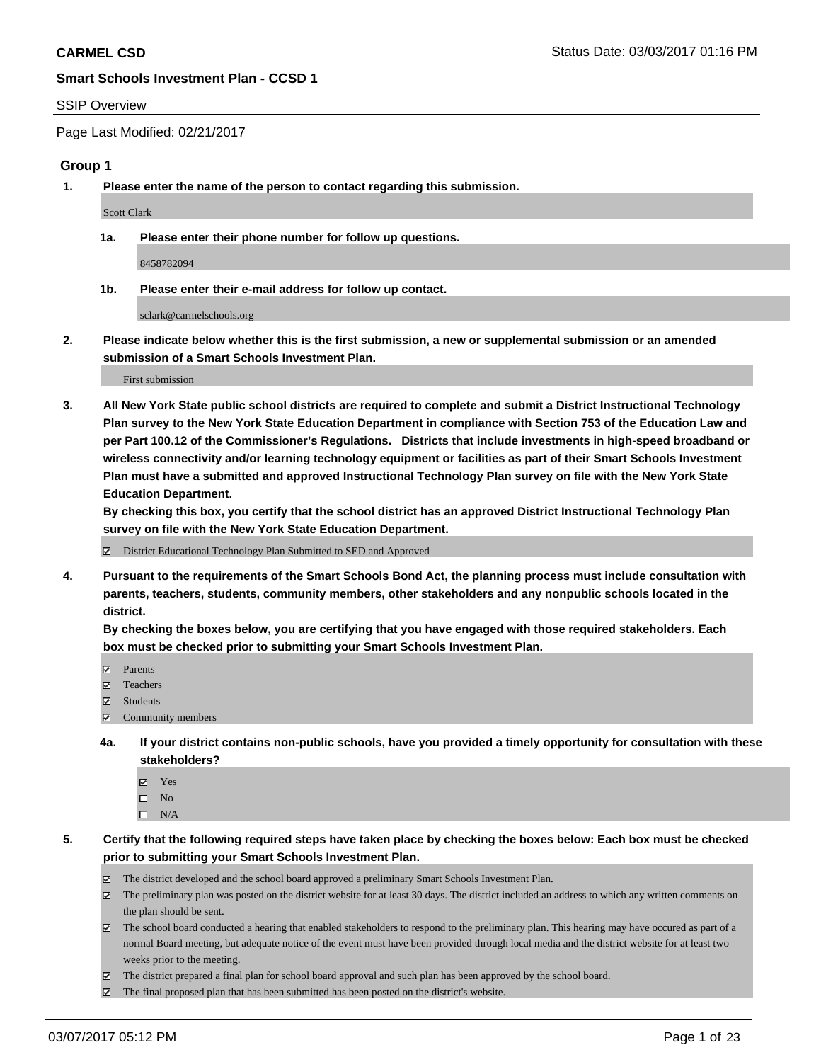**CARMEL CSD** Status Date: 03/03/2017 01:16 PM

**Smart Schools Investment Plan - CCSD 1**

SSIP Overview

Page Last Modified: 02/21/2017

### Group 1

**1. Please enter the name of the person to contact regarding this submission.**

Scott Clark

**1a. Please enter their phone number for follow up questions.**

8458782094

**1b. Please enter their e-mail address for follow up contact.**

sclark@carmelschools.org

**2. Please indicate below whether this is the first submission, a new or supplemental submission or an amended submission of a Smart Schools Investment Plan.**

First submission

**3. All New York State public school districts are required to complete and submit a District Instructional Technology Plan survey to the New York State Education Department in compliance with Section 753 of the Education Law and per Part 100.12 of the Commissioner's Regulations. Districts that include investments in high-speed broadband or wireless connectivity and/or learning technology equipment or facilities as part of their Smart Schools Investment Plan must have a submitted and approved Instructional Technology Plan survey on file with the New York State Education Department.**
**By checking this box, you certify that the school district has an approved District Instructional Technology Plan survey on file with the New York State Education Department.**

- ☑ District Educational Technology Plan Submitted to SED and Approved

**4. Pursuant to the requirements of the Smart Schools Bond Act, the planning process must include consultation with parents, teachers, students, community members, other stakeholders and any nonpublic schools located in the district.**
**By checking the boxes below, you are certifying that you have engaged with those required stakeholders. Each box must be checked prior to submitting your Smart Schools Investment Plan.**

- ☑ Parents
- ☑ Teachers
- ☑ Students
- ☑ Community members

**4a. If your district contains non-public schools, have you provided a timely opportunity for consultation with these stakeholders?**

- ☑ Yes
- ☐ No
- ☐ N/A

**5. Certify that the following required steps have taken place by checking the boxes below: Each box must be checked prior to submitting your Smart Schools Investment Plan.**

- ☑ The district developed and the school board approved a preliminary Smart Schools Investment Plan.
- ☑ The preliminary plan was posted on the district website for at least 30 days. The district included an address to which any written comments on the plan should be sent.
- ☑ The school board conducted a hearing that enabled stakeholders to respond to the preliminary plan. This hearing may have occured as part of a normal Board meeting, but adequate notice of the event must have been provided through local media and the district website for at least two weeks prior to the meeting.
- ☑ The district prepared a final plan for school board approval and such plan has been approved by the school board.
- ☑ The final proposed plan that has been submitted has been posted on the district's website.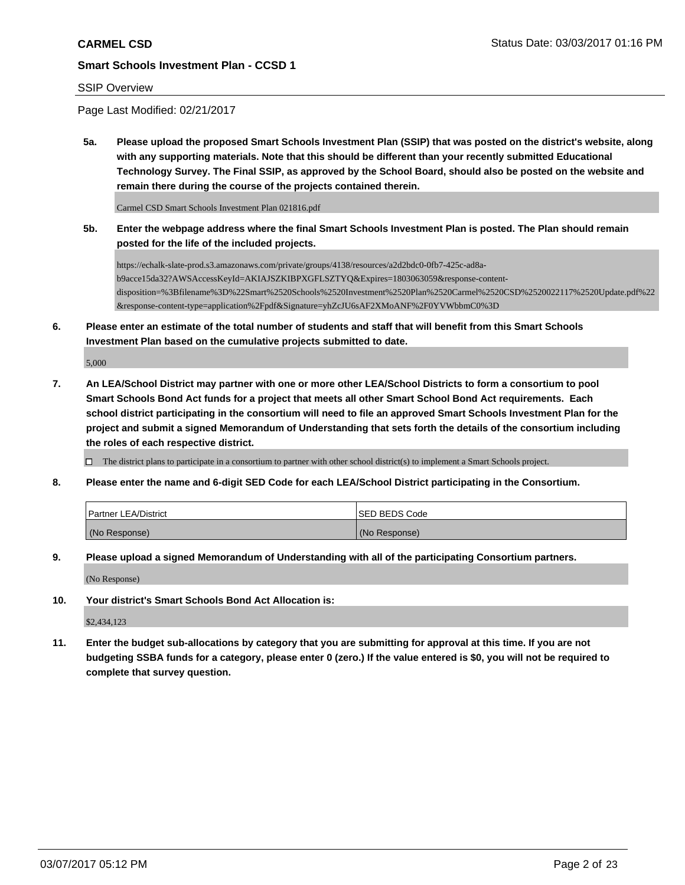**CARMEL CSD** Status Date: 03/03/2017 01:16 PM

**Smart Schools Investment Plan - CCSD 1**

SSIP Overview

Page Last Modified: 02/21/2017

**5a. Please upload the proposed Smart Schools Investment Plan (SSIP) that was posted on the district's website, along with any supporting materials. Note that this should be different than your recently submitted Educational Technology Survey. The Final SSIP, as approved by the School Board, should also be posted on the website and remain there during the course of the projects contained therein.**

Carmel CSD Smart Schools Investment Plan 021816.pdf

**5b. Enter the webpage address where the final Smart Schools Investment Plan is posted. The Plan should remain posted for the life of the included projects.**

https://echalk-slate-prod.s3.amazonaws.com/private/groups/4138/resources/a2d2bdc0-0fb7-425c-ad8a-b9acce15da32?AWSAccessKeyId=AKIAJSZKIBPXGFLSZTYQ&Expires=1803063059&response-content-disposition=%3Bfilename%3D%22Smart%2520Schools%2520Investment%2520Plan%2520Carmel%2520CSD%2520022117%2520Update.pdf%22&response-content-type=application%2Fpdf&Signature=yhZcJU6sAF2XMoANF%2F0YVWbbmC0%3D

**6. Please enter an estimate of the total number of students and staff that will benefit from this Smart Schools Investment Plan based on the cumulative projects submitted to date.**

5,000

**7. An LEA/School District may partner with one or more other LEA/School Districts to form a consortium to pool Smart Schools Bond Act funds for a project that meets all other Smart School Bond Act requirements. Each school district participating in the consortium will need to file an approved Smart Schools Investment Plan for the project and submit a signed Memorandum of Understanding that sets forth the details of the consortium including the roles of each respective district.**

☐ The district plans to participate in a consortium to partner with other school district(s) to implement a Smart Schools project.

**8. Please enter the name and 6-digit SED Code for each LEA/School District participating in the Consortium.**

| Partner LEA/District | SED BEDS Code |
|---|---|
| (No Response) | (No Response) |

**9. Please upload a signed Memorandum of Understanding with all of the participating Consortium partners.**

(No Response)

**10. Your district's Smart Schools Bond Act Allocation is:**

$2,434,123

**11. Enter the budget sub-allocations by category that you are submitting for approval at this time. If you are not budgeting SSBA funds for a category, please enter 0 (zero.) If the value entered is $0, you will not be required to complete that survey question.**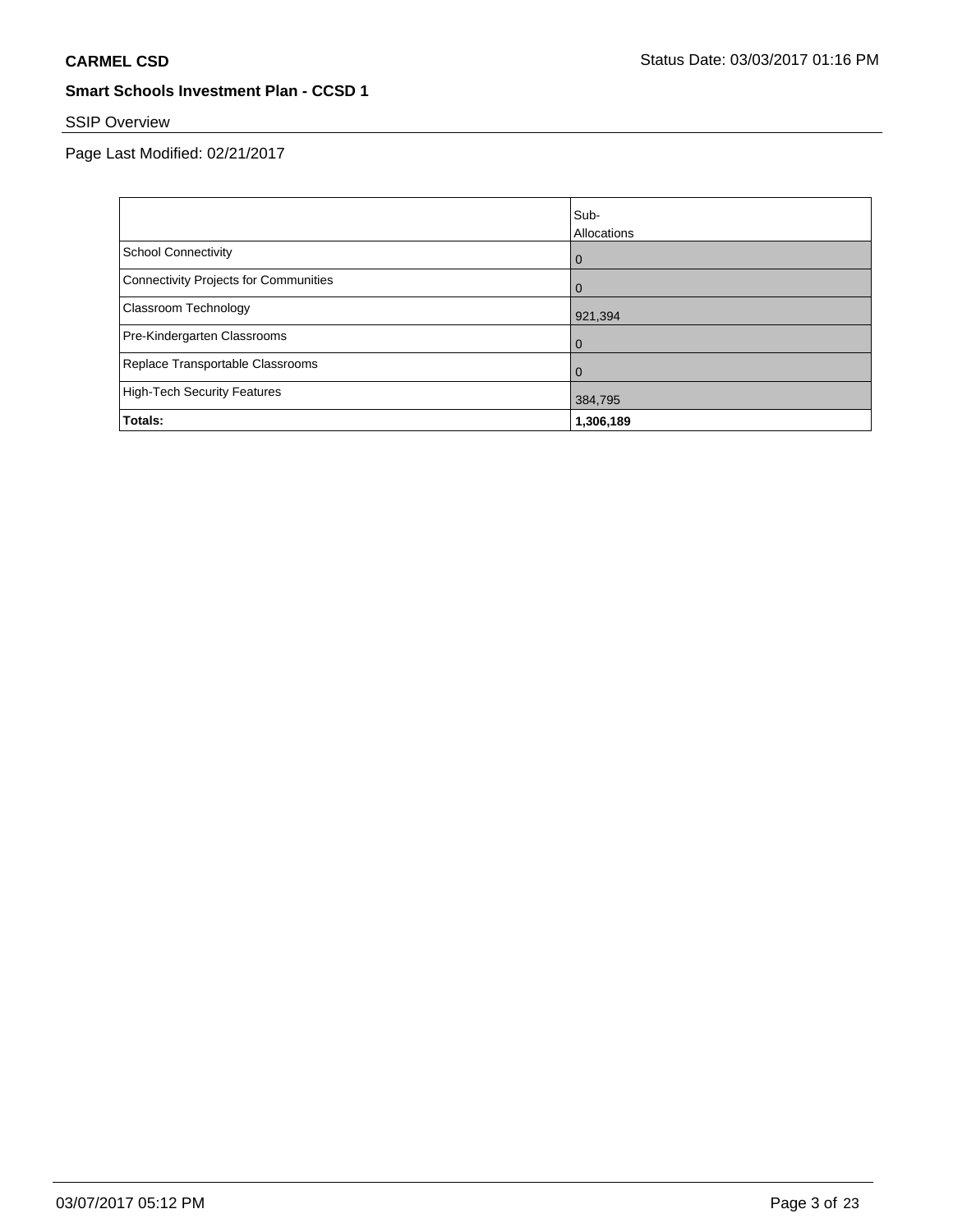**CARMEL CSD** Status Date: 03/03/2017 01:16 PM

**Smart Schools Investment Plan - CCSD 1**

SSIP Overview

Page Last Modified: 02/21/2017

| | Sub-Allocations |
|---|---|
| School Connectivity | 0 |
| Connectivity Projects for Communities | 0 |
| Classroom Technology | 921,394 |
| Pre-Kindergarten Classrooms | 0 |
| Replace Transportable Classrooms | 0 |
| High-Tech Security Features | 384,795 |
| **Totals:** | **1,306,189** |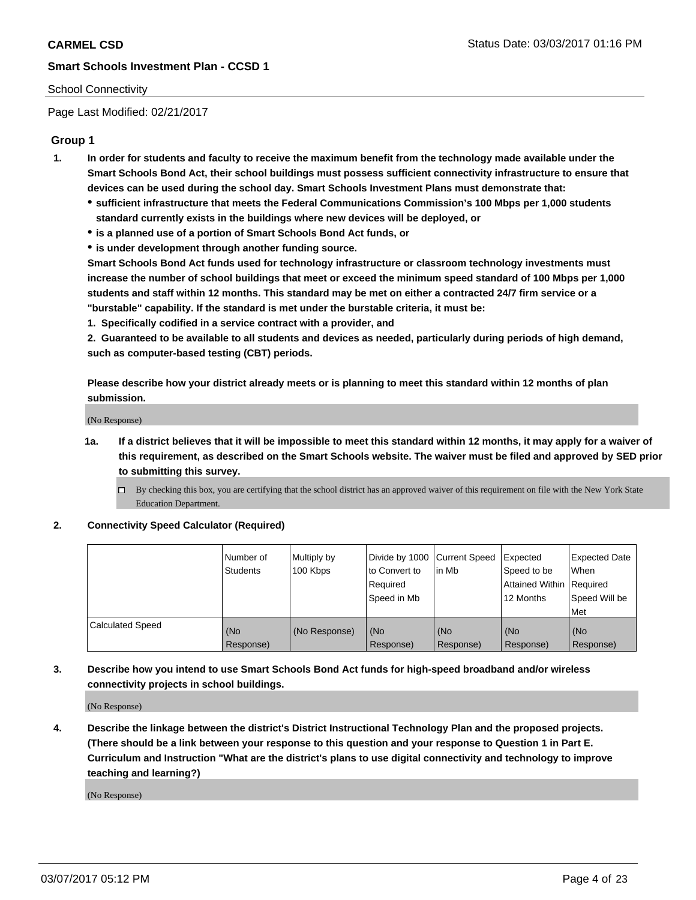School Connectivity

Page Last Modified: 02/21/2017

## Group 1

1. **In order for students and faculty to receive the maximum benefit from the technology made available under the Smart Schools Bond Act, their school buildings must possess sufficient connectivity infrastructure to ensure that devices can be used during the school day. Smart Schools Investment Plans must demonstrate that:**
   - **sufficient infrastructure that meets the Federal Communications Commission's 100 Mbps per 1,000 students standard currently exists in the buildings where new devices will be deployed, or**
   - **is a planned use of a portion of Smart Schools Bond Act funds, or**
   - **is under development through another funding source.**

   **Smart Schools Bond Act funds used for technology infrastructure or classroom technology investments must increase the number of school buildings that meet or exceed the minimum speed standard of 100 Mbps per 1,000 students and staff within 12 months. This standard may be met on either a contracted 24/7 firm service or a "burstable" capability. If the standard is met under the burstable criteria, it must be:**

   **1. Specifically codified in a service contract with a provider, and**

   **2. Guaranteed to be available to all students and devices as needed, particularly during periods of high demand, such as computer-based testing (CBT) periods.**

   **Please describe how your district already meets or is planning to meet this standard within 12 months of plan submission.**

   (No Response)

   1a. **If a district believes that it will be impossible to meet this standard within 12 months, it may apply for a waiver of this requirement, as described on the Smart Schools website. The waiver must be filed and approved by SED prior to submitting this survey.**

   - [ ] By checking this box, you are certifying that the school district has an approved waiver of this requirement on file with the New York State Education Department.

2. **Connectivity Speed Calculator (Required)**

| | Number of Students | Multiply by 100 Kbps | Divide by 1000 to Convert to Required Speed in Mb | Current Speed in Mb | Expected Speed to be Attained Within 12 Months | Expected Date When Required Speed Will be Met |
|---|---|---|---|---|---|---|
| Calculated Speed | (No Response) | (No Response) | (No Response) | (No Response) | (No Response) | (No Response) |

3. **Describe how you intend to use Smart Schools Bond Act funds for high-speed broadband and/or wireless connectivity projects in school buildings.**

   (No Response)

4. **Describe the linkage between the district's District Instructional Technology Plan and the proposed projects. (There should be a link between your response to this question and your response to Question 1 in Part E. Curriculum and Instruction "What are the district's plans to use digital connectivity and technology to improve teaching and learning?)**

   (No Response)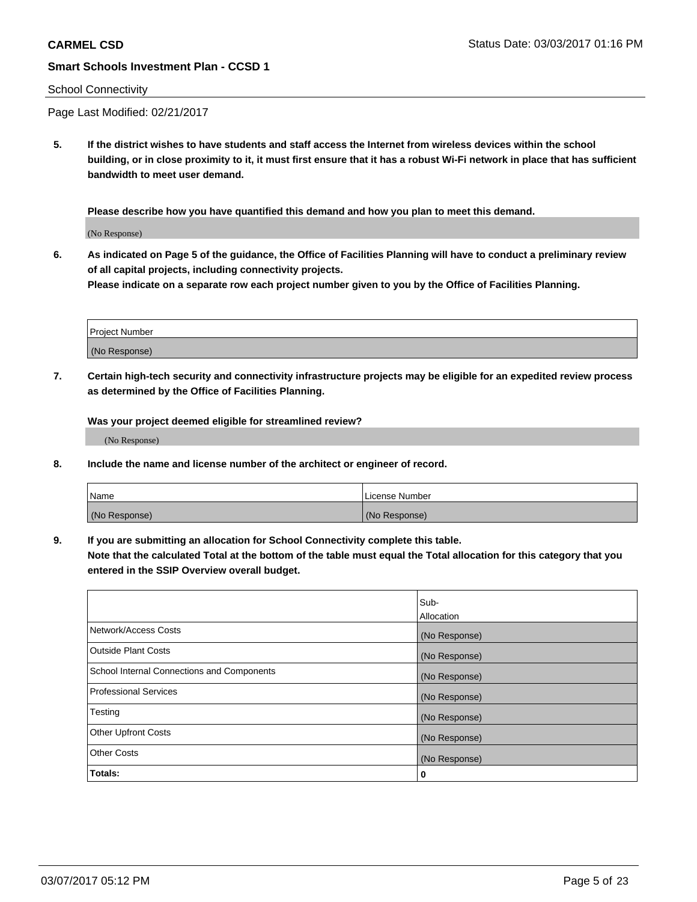School Connectivity

Page Last Modified: 02/21/2017

**5. If the district wishes to have students and staff access the Internet from wireless devices within the school building, or in close proximity to it, it must first ensure that it has a robust Wi-Fi network in place that has sufficient bandwidth to meet user demand.**

**Please describe how you have quantified this demand and how you plan to meet this demand.**

(No Response)

**6. As indicated on Page 5 of the guidance, the Office of Facilities Planning will have to conduct a preliminary review of all capital projects, including connectivity projects.**
**Please indicate on a separate row each project number given to you by the Office of Facilities Planning.**

| Project Number |
| --- |
| (No Response) |

**7. Certain high-tech security and connectivity infrastructure projects may be eligible for an expedited review process as determined by the Office of Facilities Planning.**

**Was your project deemed eligible for streamlined review?**

(No Response)

**8. Include the name and license number of the architect or engineer of record.**

| Name | License Number |
| --- | --- |
| (No Response) | (No Response) |

**9. If you are submitting an allocation for School Connectivity complete this table.**
**Note that the calculated Total at the bottom of the table must equal the Total allocation for this category that you entered in the SSIP Overview overall budget.**

| | Sub-Allocation |
| --- | --- |
| Network/Access Costs | (No Response) |
| Outside Plant Costs | (No Response) |
| School Internal Connections and Components | (No Response) |
| Professional Services | (No Response) |
| Testing | (No Response) |
| Other Upfront Costs | (No Response) |
| Other Costs | (No Response) |
| **Totals:** | **0** |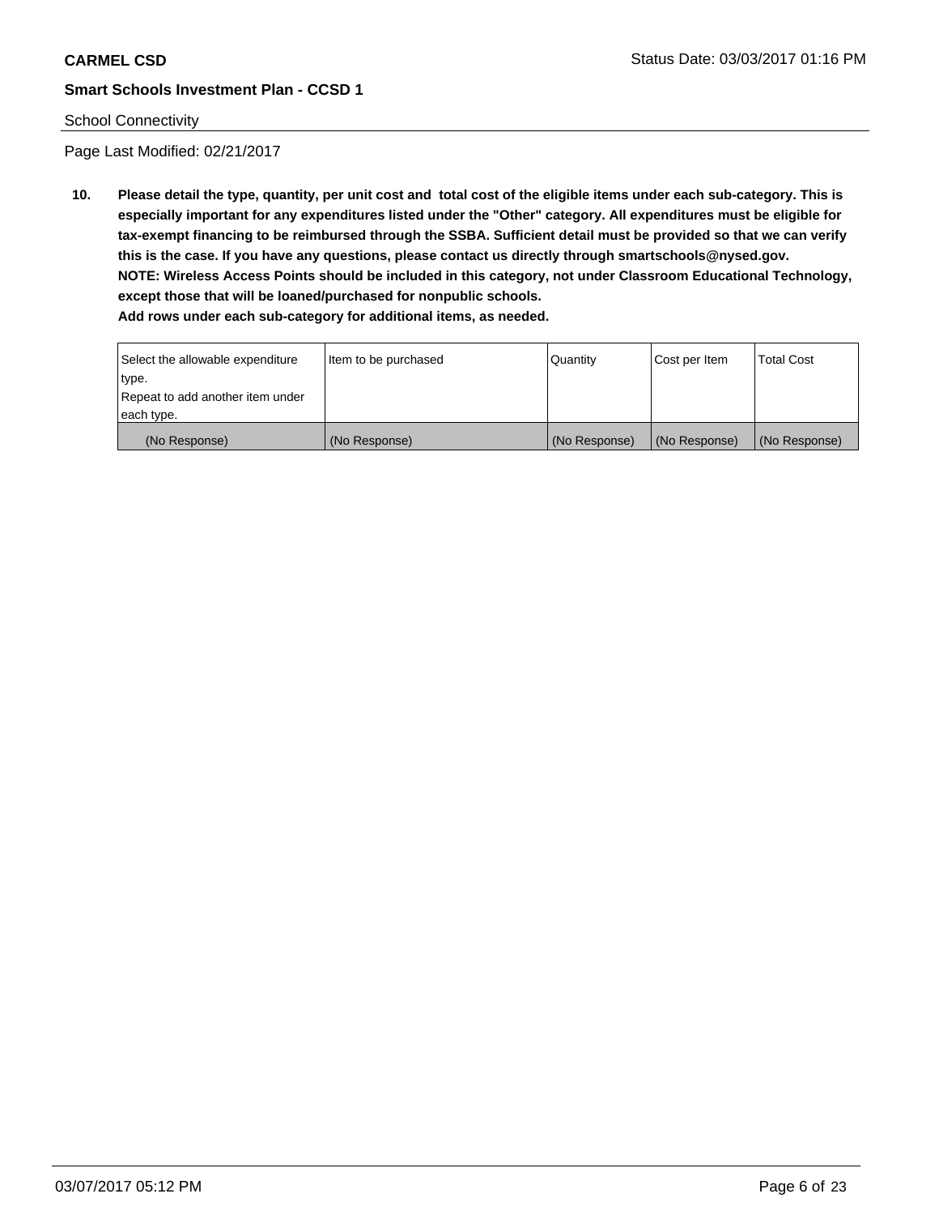**CARMEL CSD**

**Smart Schools Investment Plan - CCSD 1**

School Connectivity

Page Last Modified: 02/21/2017

**10. Please detail the type, quantity, per unit cost and total cost of the eligible items under each sub-category. This is especially important for any expenditures listed under the "Other" category. All expenditures must be eligible for tax-exempt financing to be reimbursed through the SSBA. Sufficient detail must be provided so that we can verify this is the case. If you have any questions, please contact us directly through smartschools@nysed.gov.**
**NOTE: Wireless Access Points should be included in this category, not under Classroom Educational Technology, except those that will be loaned/purchased for nonpublic schools.**
**Add rows under each sub-category for additional items, as needed.**

| Select the allowable expenditure type. Repeat to add another item under each type. | Item to be purchased | Quantity | Cost per Item | Total Cost |
|---|---|---|---|---|
| (No Response) | (No Response) | (No Response) | (No Response) | (No Response) |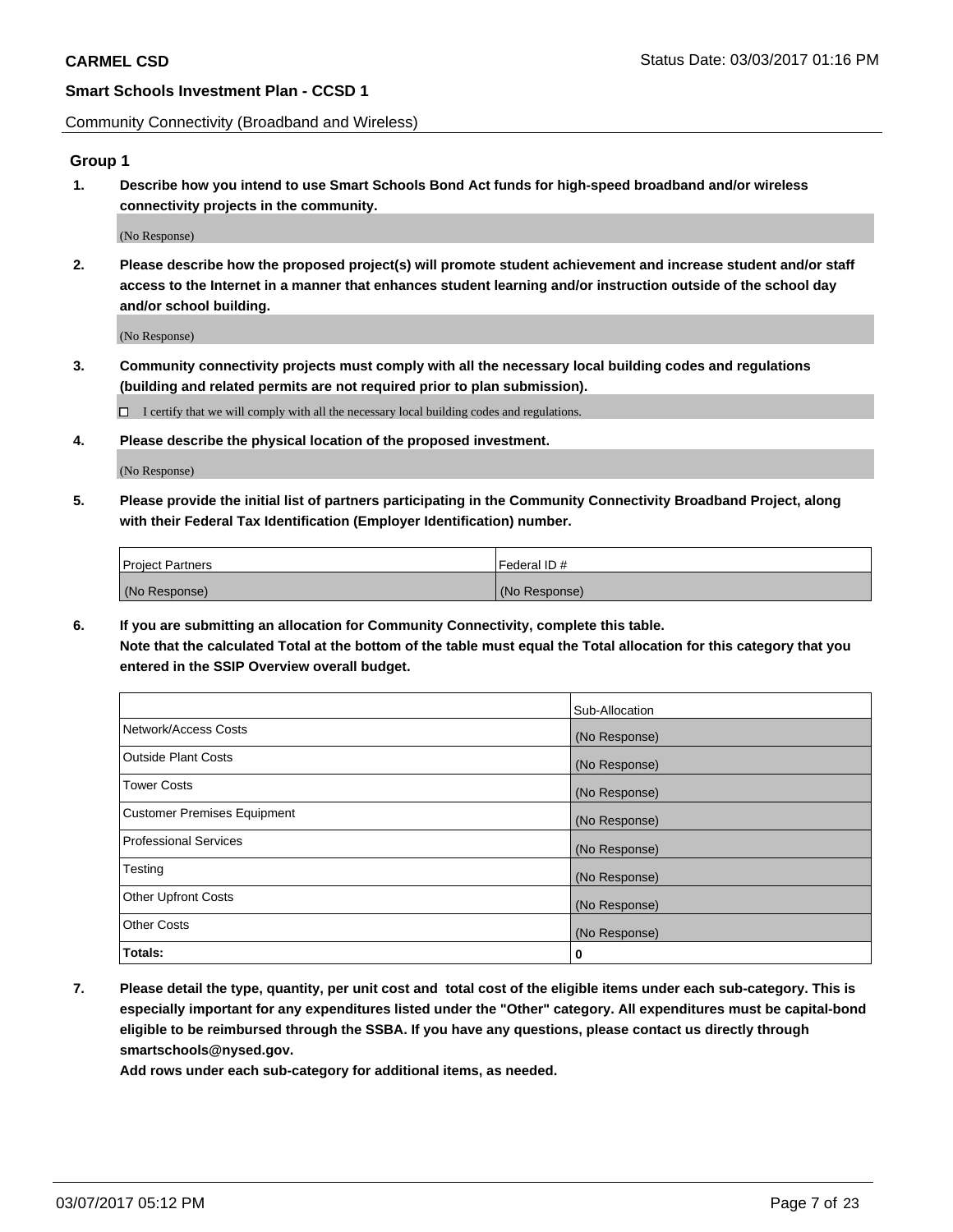Community Connectivity (Broadband and Wireless)

## Group 1

**1. Describe how you intend to use Smart Schools Bond Act funds for high-speed broadband and/or wireless connectivity projects in the community.**

(No Response)

**2. Please describe how the proposed project(s) will promote student achievement and increase student and/or staff access to the Internet in a manner that enhances student learning and/or instruction outside of the school day and/or school building.**

(No Response)

**3. Community connectivity projects must comply with all the necessary local building codes and regulations (building and related permits are not required prior to plan submission).**

☐ I certify that we will comply with all the necessary local building codes and regulations.

**4. Please describe the physical location of the proposed investment.**

(No Response)

**5. Please provide the initial list of partners participating in the Community Connectivity Broadband Project, along with their Federal Tax Identification (Employer Identification) number.**

| Project Partners | Federal ID # |
|---|---|
| (No Response) | (No Response) |

**6. If you are submitting an allocation for Community Connectivity, complete this table. Note that the calculated Total at the bottom of the table must equal the Total allocation for this category that you entered in the SSIP Overview overall budget.**

| | Sub-Allocation |
|---|---|
| Network/Access Costs | (No Response) |
| Outside Plant Costs | (No Response) |
| Tower Costs | (No Response) |
| Customer Premises Equipment | (No Response) |
| Professional Services | (No Response) |
| Testing | (No Response) |
| Other Upfront Costs | (No Response) |
| Other Costs | (No Response) |
| **Totals:** | **0** |

**7. Please detail the type, quantity, per unit cost and total cost of the eligible items under each sub-category. This is especially important for any expenditures listed under the "Other" category. All expenditures must be capital-bond eligible to be reimbursed through the SSBA. If you have any questions, please contact us directly through smartschools@nysed.gov.**

**Add rows under each sub-category for additional items, as needed.**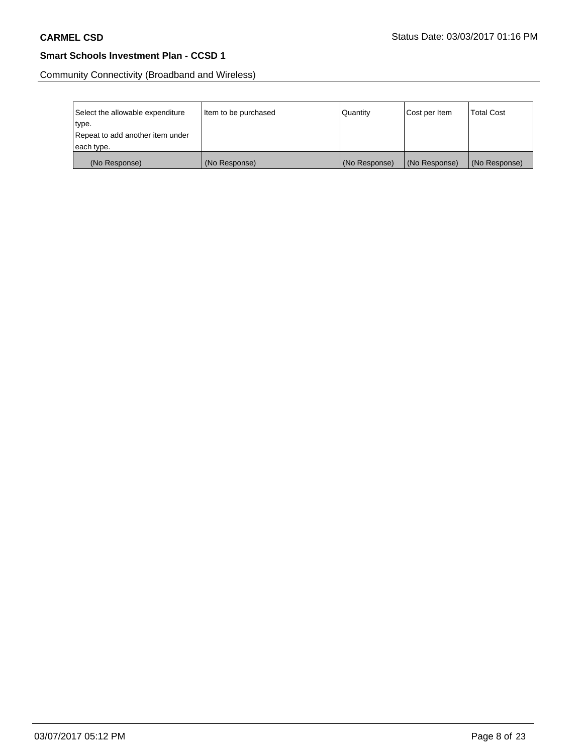Community Connectivity (Broadband and Wireless)

| Select the allowable expenditure type. Repeat to add another item under each type. | Item to be purchased | Quantity | Cost per Item | Total Cost |
| --- | --- | --- | --- | --- |
| (No Response) | (No Response) | (No Response) | (No Response) | (No Response) |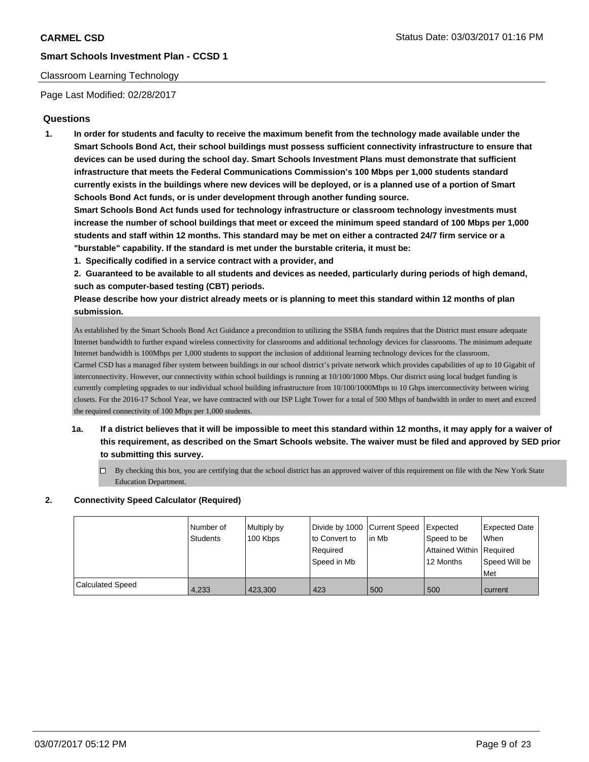**CARMEL CSD**

**Smart Schools Investment Plan - CCSD 1**

Classroom Learning Technology

Page Last Modified: 02/28/2017

## Questions

**1. In order for students and faculty to receive the maximum benefit from the technology made available under the Smart Schools Bond Act, their school buildings must possess sufficient connectivity infrastructure to ensure that devices can be used during the school day. Smart Schools Investment Plans must demonstrate that sufficient infrastructure that meets the Federal Communications Commission's 100 Mbps per 1,000 students standard currently exists in the buildings where new devices will be deployed, or is a planned use of a portion of Smart Schools Bond Act funds, or is under development through another funding source.**

**Smart Schools Bond Act funds used for technology infrastructure or classroom technology investments must increase the number of school buildings that meet or exceed the minimum speed standard of 100 Mbps per 1,000 students and staff within 12 months. This standard may be met on either a contracted 24/7 firm service or a "burstable" capability. If the standard is met under the burstable criteria, it must be:**

**1. Specifically codified in a service contract with a provider, and**

**2. Guaranteed to be available to all students and devices as needed, particularly during periods of high demand, such as computer-based testing (CBT) periods.**

**Please describe how your district already meets or is planning to meet this standard within 12 months of plan submission.**

As established by the Smart Schools Bond Act Guidance a precondition to utilizing the SSBA funds requires that the District must ensure adequate Internet bandwidth to further expand wireless connectivity for classrooms and additional technology devices for classrooms. The minimum adequate Internet bandwidth is 100Mbps per 1,000 students to support the inclusion of additional learning technology devices for the classroom.
Carmel CSD has a managed fiber system between buildings in our school district's private network which provides capabilities of up to 10 Gigabit of interconnectivity. However, our connectivity within school buildings is running at 10/100/1000 Mbps. Our district using local budget funding is currently completing upgrades to our individual school building infrastructure from 10/100/1000Mbps to 10 Gbps interconnectivity between wiring closets. For the 2016-17 School Year, we have contracted with our ISP Light Tower for a total of 500 Mbps of bandwidth in order to meet and exceed the required connectivity of 100 Mbps per 1,000 students.

**1a. If a district believes that it will be impossible to meet this standard within 12 months, it may apply for a waiver of this requirement, as described on the Smart Schools website. The waiver must be filed and approved by SED prior to submitting this survey.**

☐ By checking this box, you are certifying that the school district has an approved waiver of this requirement on file with the New York State Education Department.

**2. Connectivity Speed Calculator (Required)**

| | Number of Students | Multiply by 100 Kbps | Divide by 1000 to Convert to Required Speed in Mb | Current Speed in Mb | Expected Speed to be Attained Within 12 Months | Expected Date When Required Speed Will be Met |
|---|---|---|---|---|---|---|
| Calculated Speed | 4,233 | 423,300 | 423 | 500 | 500 | current |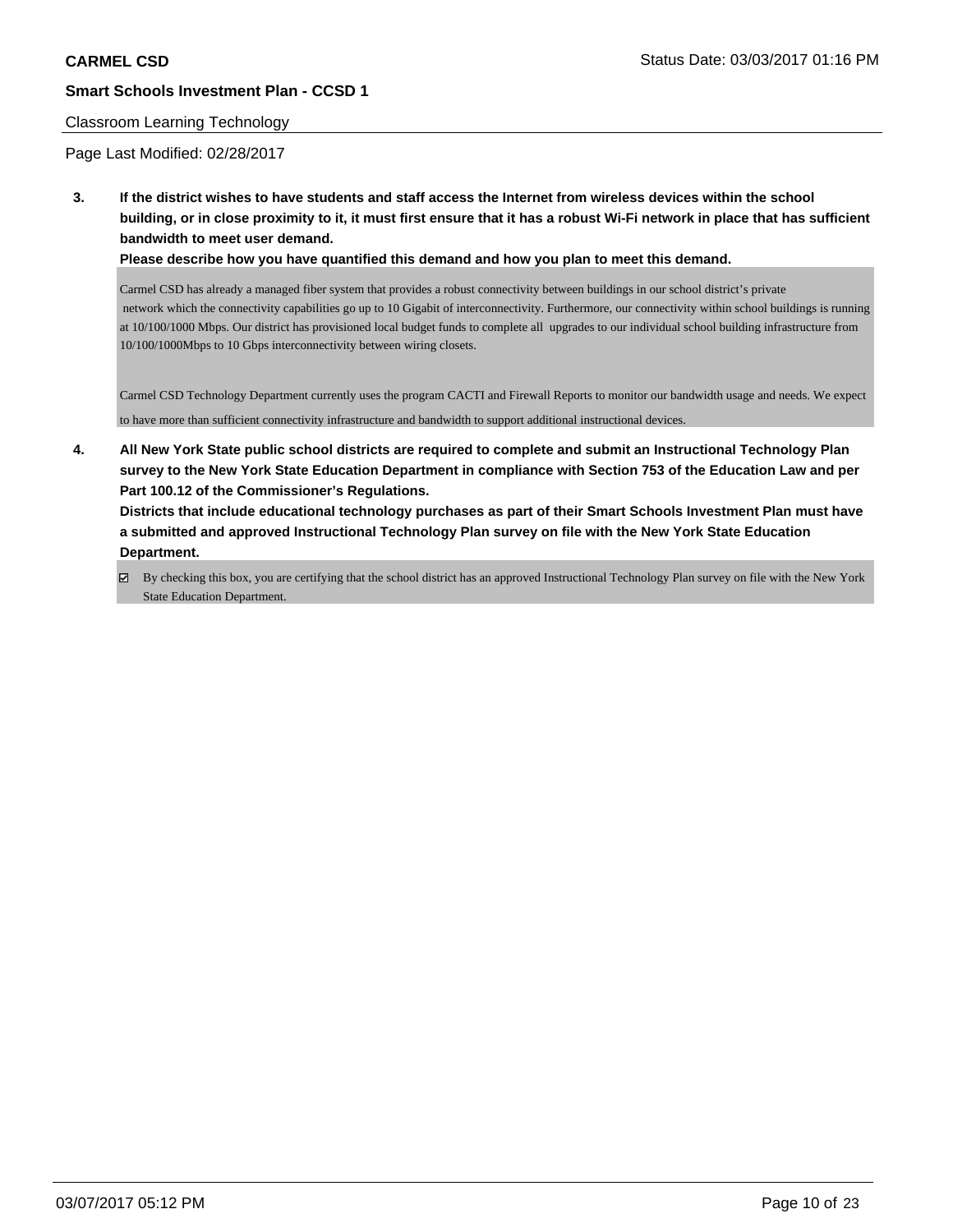Classroom Learning Technology

Page Last Modified: 02/28/2017

**3. If the district wishes to have students and staff access the Internet from wireless devices within the school building, or in close proximity to it, it must first ensure that it has a robust Wi-Fi network in place that has sufficient bandwidth to meet user demand.**

**Please describe how you have quantified this demand and how you plan to meet this demand.**

Carmel CSD has already a managed fiber system that provides a robust connectivity between buildings in our school district's private network which the connectivity capabilities go up to 10 Gigabit of interconnectivity. Furthermore, our connectivity within school buildings is running at 10/100/1000 Mbps. Our district has provisioned local budget funds to complete all upgrades to our individual school building infrastructure from 10/100/1000Mbps to 10 Gbps interconnectivity between wiring closets.

Carmel CSD Technology Department currently uses the program CACTI and Firewall Reports to monitor our bandwidth usage and needs. We expect to have more than sufficient connectivity infrastructure and bandwidth to support additional instructional devices.

**4. All New York State public school districts are required to complete and submit an Instructional Technology Plan survey to the New York State Education Department in compliance with Section 753 of the Education Law and per Part 100.12 of the Commissioner's Regulations.**

**Districts that include educational technology purchases as part of their Smart Schools Investment Plan must have a submitted and approved Instructional Technology Plan survey on file with the New York State Education Department.**

☑ By checking this box, you are certifying that the school district has an approved Instructional Technology Plan survey on file with the New York State Education Department.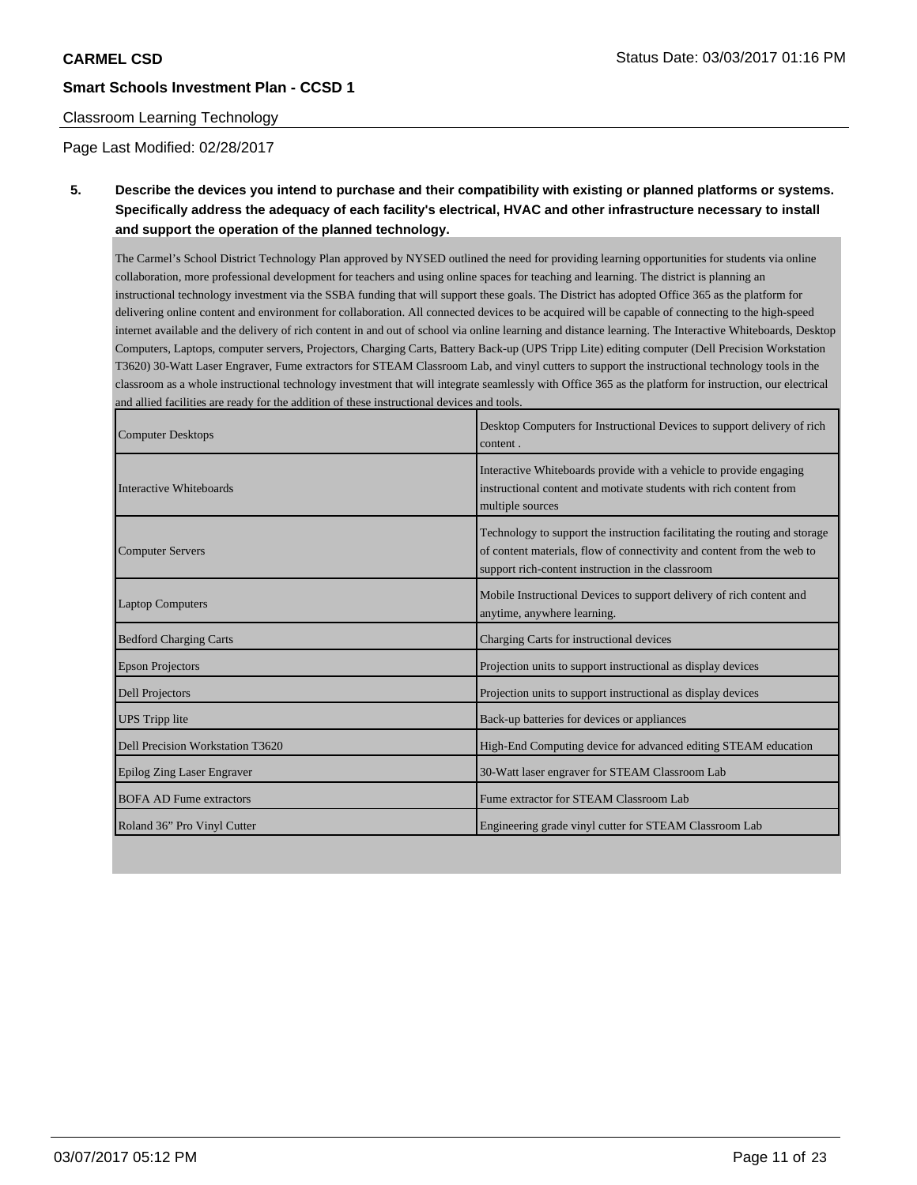CARMEL CSD

Status Date: 03/03/2017 01:16 PM

**Smart Schools Investment Plan - CCSD 1**

Classroom Learning Technology

Page Last Modified: 02/28/2017

**5. Describe the devices you intend to purchase and their compatibility with existing or planned platforms or systems. Specifically address the adequacy of each facility's electrical, HVAC and other infrastructure necessary to install and support the operation of the planned technology.**

The Carmel's School District Technology Plan approved by NYSED outlined the need for providing learning opportunities for students via online collaboration, more professional development for teachers and using online spaces for teaching and learning. The district is planning an instructional technology investment via the SSBA funding that will support these goals. The District has adopted Office 365 as the platform for delivering online content and environment for collaboration. All connected devices to be acquired will be capable of connecting to the high-speed internet available and the delivery of rich content in and out of school via online learning and distance learning. The Interactive Whiteboards, Desktop Computers, Laptops, computer servers, Projectors, Charging Carts, Battery Back-up (UPS Tripp Lite) editing computer (Dell Precision Workstation T3620) 30-Watt Laser Engraver, Fume extractors for STEAM Classroom Lab, and vinyl cutters to support the instructional technology tools in the classroom as a whole instructional technology investment that will integrate seamlessly with Office 365 as the platform for instruction, our electrical and allied facilities are ready for the addition of these instructional devices and tools.

| | |
|---|---|
| Computer Desktops | Desktop Computers for Instructional Devices to support delivery of rich content . |
| Interactive Whiteboards | Interactive Whiteboards provide with a vehicle to provide engaging instructional content and motivate students with rich content from multiple sources |
| Computer Servers | Technology to support the instruction facilitating the routing and storage of content materials, flow of connectivity and content from the web to support rich-content instruction in the classroom |
| Laptop Computers | Mobile Instructional Devices to support delivery of rich content and anytime, anywhere learning. |
| Bedford Charging Carts | Charging Carts for instructional devices |
| Epson Projectors | Projection units to support instructional as display devices |
| Dell Projectors | Projection units to support instructional as display devices |
| UPS Tripp lite | Back-up batteries for devices or appliances |
| Dell Precision Workstation T3620 | High-End Computing device for advanced editing STEAM education |
| Epilog Zing Laser Engraver | 30-Watt laser engraver for STEAM Classroom Lab |
| BOFA AD Fume extractors | Fume extractor for STEAM Classroom Lab |
| Roland 36" Pro Vinyl Cutter | Engineering grade vinyl cutter for STEAM Classroom Lab |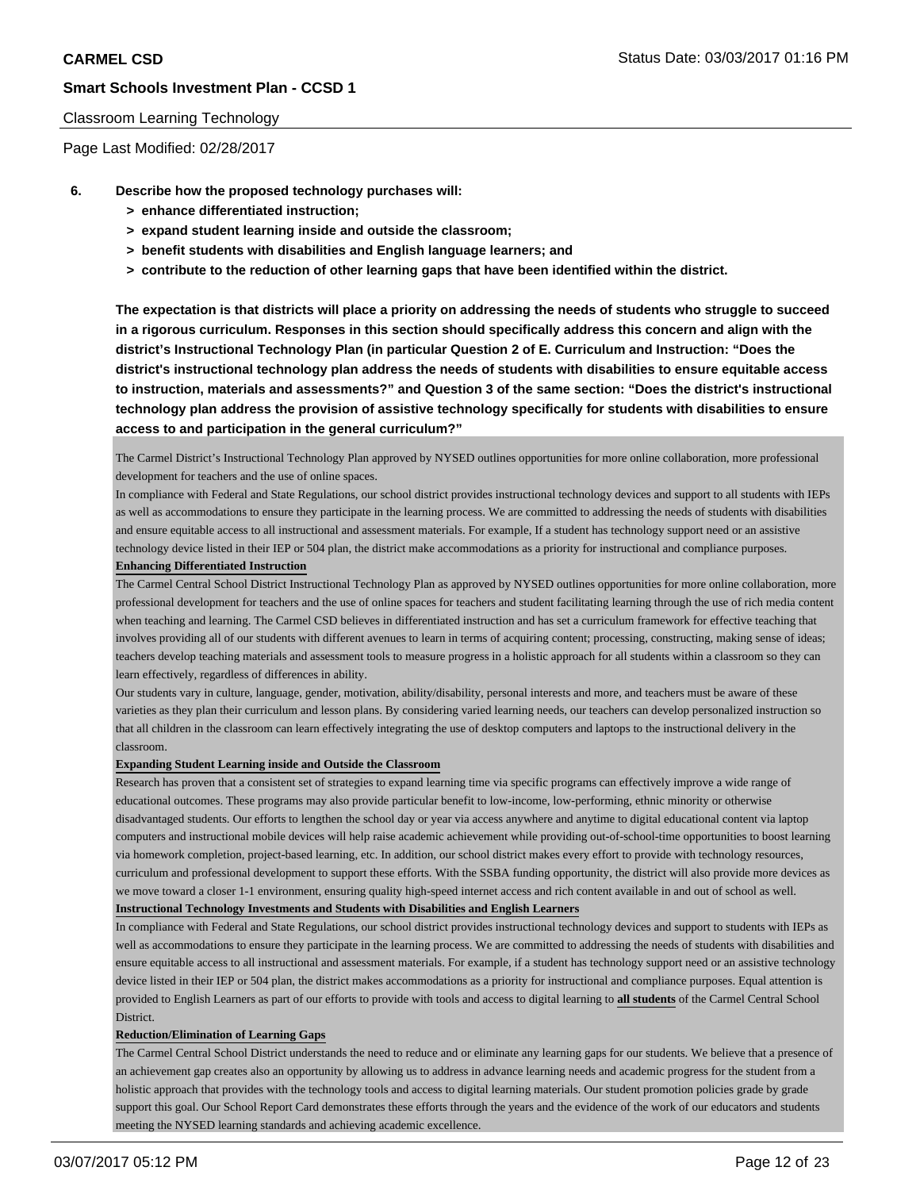Classroom Learning Technology

Page Last Modified: 02/28/2017

**6. Describe how the proposed technology purchases will:**

- **> enhance differentiated instruction;**
- **> expand student learning inside and outside the classroom;**
- **> benefit students with disabilities and English language learners; and**
- **> contribute to the reduction of other learning gaps that have been identified within the district.**

**The expectation is that districts will place a priority on addressing the needs of students who struggle to succeed in a rigorous curriculum. Responses in this section should specifically address this concern and align with the district's Instructional Technology Plan (in particular Question 2 of E. Curriculum and Instruction: "Does the district's instructional technology plan address the needs of students with disabilities to ensure equitable access to instruction, materials and assessments?" and Question 3 of the same section: "Does the district's instructional technology plan address the provision of assistive technology specifically for students with disabilities to ensure access to and participation in the general curriculum?"**

The Carmel District's Instructional Technology Plan approved by NYSED outlines opportunities for more online collaboration, more professional development for teachers and the use of online spaces.

In compliance with Federal and State Regulations, our school district provides instructional technology devices and support to all students with IEPs as well as accommodations to ensure they participate in the learning process. We are committed to addressing the needs of students with disabilities and ensure equitable access to all instructional and assessment materials. For example, If a student has technology support need or an assistive technology device listed in their IEP or 504 plan, the district make accommodations as a priority for instructional and compliance purposes.

**Enhancing Differentiated Instruction**

The Carmel Central School District Instructional Technology Plan as approved by NYSED outlines opportunities for more online collaboration, more professional development for teachers and the use of online spaces for teachers and student facilitating learning through the use of rich media content when teaching and learning. The Carmel CSD believes in differentiated instruction and has set a curriculum framework for effective teaching that involves providing all of our students with different avenues to learn in terms of acquiring content; processing, constructing, making sense of ideas; teachers develop teaching materials and assessment tools to measure progress in a holistic approach for all students within a classroom so they can learn effectively, regardless of differences in ability.

Our students vary in culture, language, gender, motivation, ability/disability, personal interests and more, and teachers must be aware of these varieties as they plan their curriculum and lesson plans. By considering varied learning needs, our teachers can develop personalized instruction so that all children in the classroom can learn effectively integrating the use of desktop computers and laptops to the instructional delivery in the classroom.

**Expanding Student Learning inside and Outside the Classroom**

Research has proven that a consistent set of strategies to expand learning time via specific programs can effectively improve a wide range of educational outcomes. These programs may also provide particular benefit to low-income, low-performing, ethnic minority or otherwise disadvantaged students. Our efforts to lengthen the school day or year via access anywhere and anytime to digital educational content via laptop computers and instructional mobile devices will help raise academic achievement while providing out-of-school-time opportunities to boost learning via homework completion, project-based learning, etc. In addition, our school district makes every effort to provide with technology resources, curriculum and professional development to support these efforts. With the SSBA funding opportunity, the district will also provide more devices as we move toward a closer 1-1 environment, ensuring quality high-speed internet access and rich content available in and out of school as well.

**Instructional Technology Investments and Students with Disabilities and English Learners**

In compliance with Federal and State Regulations, our school district provides instructional technology devices and support to students with IEPs as well as accommodations to ensure they participate in the learning process. We are committed to addressing the needs of students with disabilities and ensure equitable access to all instructional and assessment materials. For example, if a student has technology support need or an assistive technology device listed in their IEP or 504 plan, the district makes accommodations as a priority for instructional and compliance purposes. Equal attention is provided to English Learners as part of our efforts to provide with tools and access to digital learning to **all students** of the Carmel Central School District.

**Reduction/Elimination of Learning Gaps**

The Carmel Central School District understands the need to reduce and or eliminate any learning gaps for our students. We believe that a presence of an achievement gap creates also an opportunity by allowing us to address in advance learning needs and academic progress for the student from a holistic approach that provides with the technology tools and access to digital learning materials. Our student promotion policies grade by grade support this goal. Our School Report Card demonstrates these efforts through the years and the evidence of the work of our educators and students meeting the NYSED learning standards and achieving academic excellence.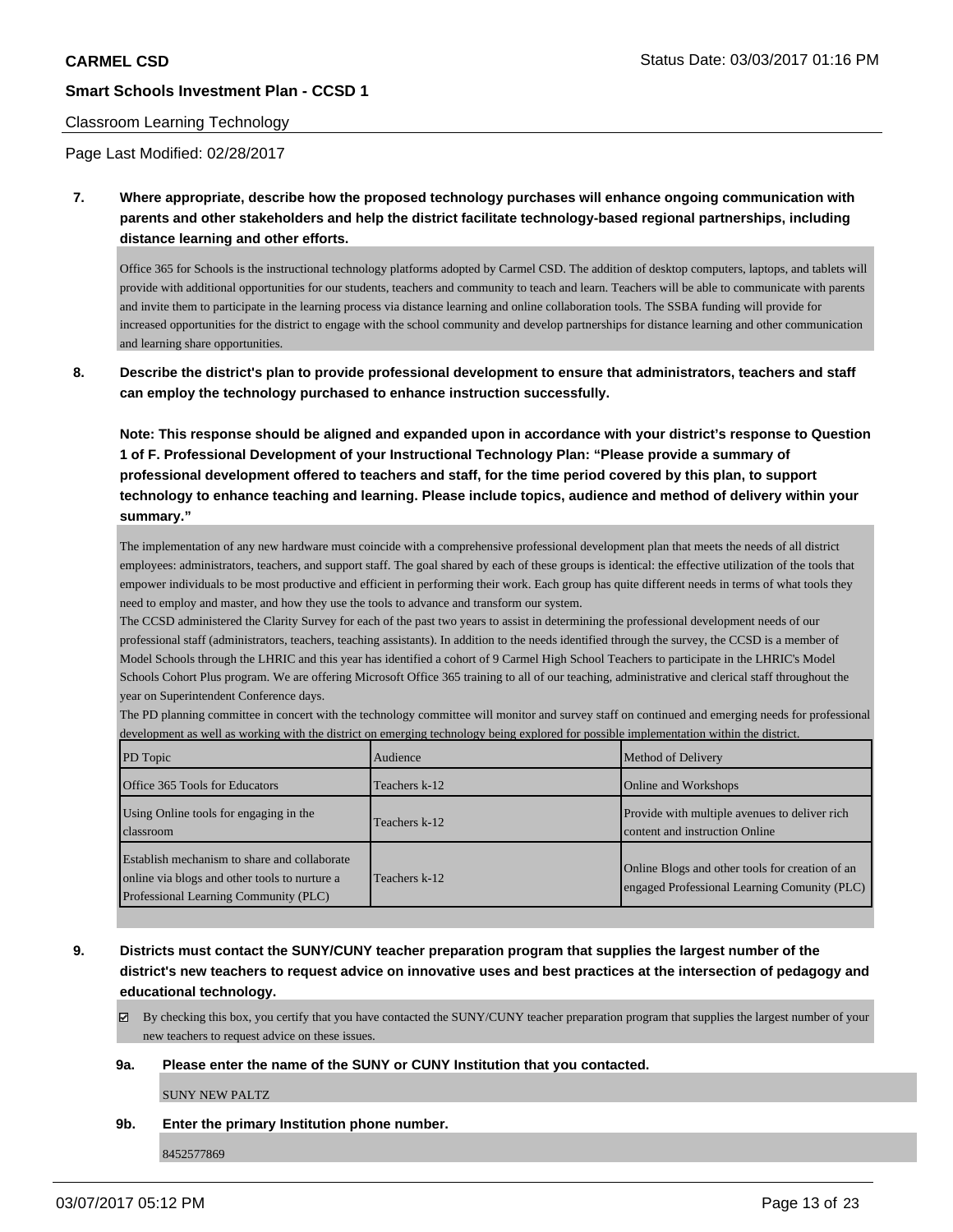Classroom Learning Technology

Page Last Modified: 02/28/2017

**7. Where appropriate, describe how the proposed technology purchases will enhance ongoing communication with parents and other stakeholders and help the district facilitate technology-based regional partnerships, including distance learning and other efforts.**

Office 365 for Schools is the instructional technology platforms adopted by Carmel CSD. The addition of desktop computers, laptops, and tablets will provide with additional opportunities for our students, teachers and community to teach and learn. Teachers will be able to communicate with parents and invite them to participate in the learning process via distance learning and online collaboration tools. The SSBA funding will provide for increased opportunities for the district to engage with the school community and develop partnerships for distance learning and other communication and learning share opportunities.

**8. Describe the district's plan to provide professional development to ensure that administrators, teachers and staff can employ the technology purchased to enhance instruction successfully.**

**Note: This response should be aligned and expanded upon in accordance with your district's response to Question 1 of F. Professional Development of your Instructional Technology Plan: "Please provide a summary of professional development offered to teachers and staff, for the time period covered by this plan, to support technology to enhance teaching and learning. Please include topics, audience and method of delivery within your summary."**

The implementation of any new hardware must coincide with a comprehensive professional development plan that meets the needs of all district employees: administrators, teachers, and support staff. The goal shared by each of these groups is identical: the effective utilization of the tools that empower individuals to be most productive and efficient in performing their work. Each group has quite different needs in terms of what tools they need to employ and master, and how they use the tools to advance and transform our system.

The CCSD administered the Clarity Survey for each of the past two years to assist in determining the professional development needs of our professional staff (administrators, teachers, teaching assistants). In addition to the needs identified through the survey, the CCSD is a member of Model Schools through the LHRIC and this year has identified a cohort of 9 Carmel High School Teachers to participate in the LHRIC's Model Schools Cohort Plus program. We are offering Microsoft Office 365 training to all of our teaching, administrative and clerical staff throughout the year on Superintendent Conference days.

The PD planning committee in concert with the technology committee will monitor and survey staff on continued and emerging needs for professional development as well as working with the district on emerging technology being explored for possible implementation within the district.

| PD Topic | Audience | Method of Delivery |
|---|---|---|
| Office 365 Tools for Educators | Teachers k-12 | Online and Workshops |
| Using Online tools for engaging in the classroom | Teachers k-12 | Provide with multiple avenues to deliver rich content and instruction Online |
| Establish mechanism to share and collaborate online via blogs and other tools to nurture a Professional Learning Community (PLC) | Teachers k-12 | Online Blogs and other tools for creation of an engaged Professional Learning Comunity (PLC) |

**9. Districts must contact the SUNY/CUNY teacher preparation program that supplies the largest number of the district's new teachers to request advice on innovative uses and best practices at the intersection of pedagogy and educational technology.**

☑ By checking this box, you certify that you have contacted the SUNY/CUNY teacher preparation program that supplies the largest number of your new teachers to request advice on these issues.

**9a. Please enter the name of the SUNY or CUNY Institution that you contacted.**

SUNY NEW PALTZ

**9b. Enter the primary Institution phone number.**

8452577869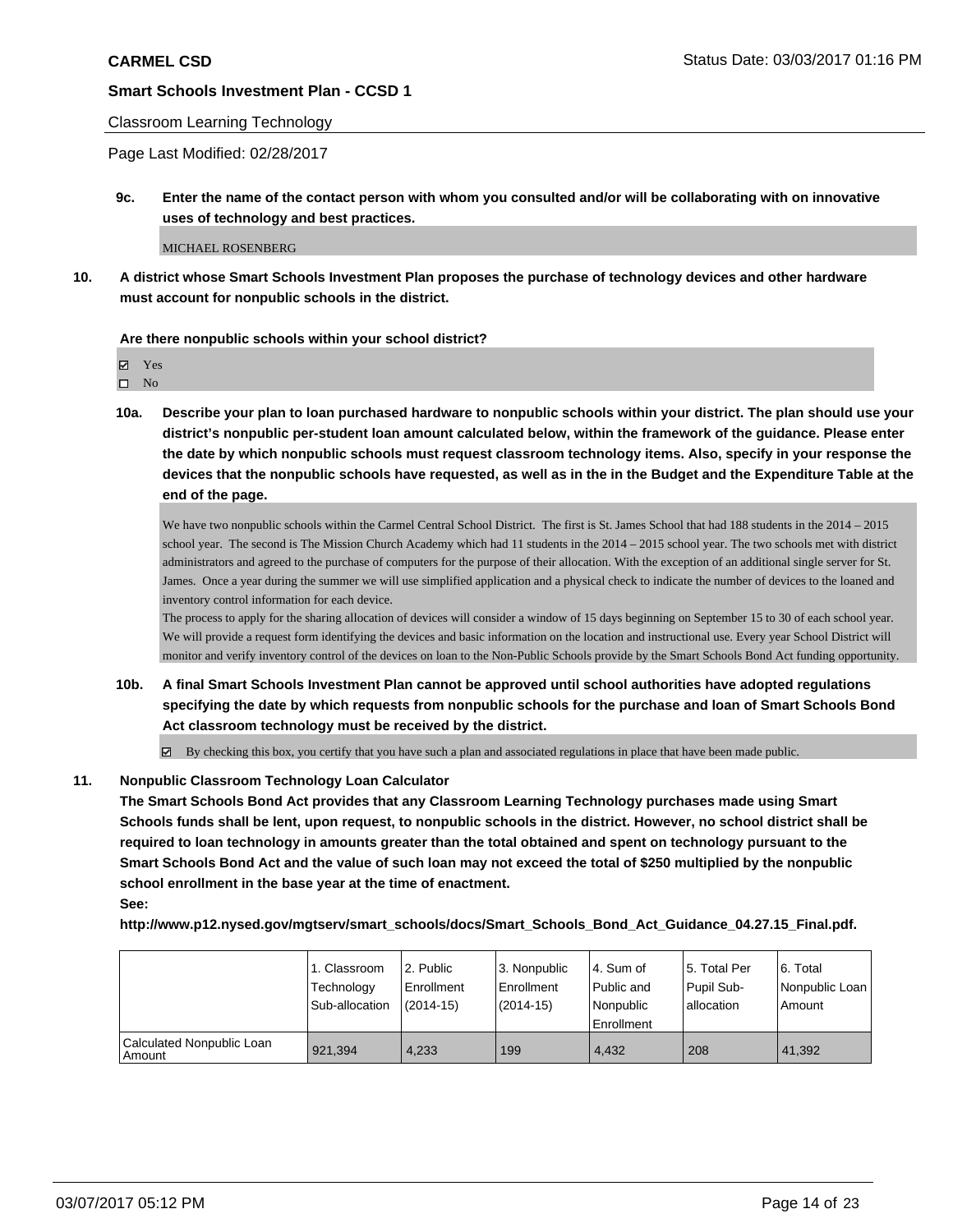**CARMEL CSD**

**Smart Schools Investment Plan - CCSD 1**

Classroom Learning Technology

Page Last Modified: 02/28/2017

**9c. Enter the name of the contact person with whom you consulted and/or will be collaborating with on innovative uses of technology and best practices.**

MICHAEL ROSENBERG

**10. A district whose Smart Schools Investment Plan proposes the purchase of technology devices and other hardware must account for nonpublic schools in the district.**

**Are there nonpublic schools within your school district?**

☑ Yes
☐ No

**10a. Describe your plan to loan purchased hardware to nonpublic schools within your district. The plan should use your district's nonpublic per-student loan amount calculated below, within the framework of the guidance. Please enter the date by which nonpublic schools must request classroom technology items. Also, specify in your response the devices that the nonpublic schools have requested, as well as in the in the Budget and the Expenditure Table at the end of the page.**

We have two nonpublic schools within the Carmel Central School District. The first is St. James School that had 188 students in the 2014 – 2015 school year. The second is The Mission Church Academy which had 11 students in the 2014 – 2015 school year. The two schools met with district administrators and agreed to the purchase of computers for the purpose of their allocation. With the exception of an additional single server for St. James. Once a year during the summer we will use simplified application and a physical check to indicate the number of devices to the loaned and inventory control information for each device.
The process to apply for the sharing allocation of devices will consider a window of 15 days beginning on September 15 to 30 of each school year. We will provide a request form identifying the devices and basic information on the location and instructional use. Every year School District will monitor and verify inventory control of the devices on loan to the Non-Public Schools provide by the Smart Schools Bond Act funding opportunity.

**10b. A final Smart Schools Investment Plan cannot be approved until school authorities have adopted regulations specifying the date by which requests from nonpublic schools for the purchase and loan of Smart Schools Bond Act classroom technology must be received by the district.**

☑ By checking this box, you certify that you have such a plan and associated regulations in place that have been made public.

**11. Nonpublic Classroom Technology Loan Calculator**

**The Smart Schools Bond Act provides that any Classroom Learning Technology purchases made using Smart Schools funds shall be lent, upon request, to nonpublic schools in the district. However, no school district shall be required to loan technology in amounts greater than the total obtained and spent on technology pursuant to the Smart Schools Bond Act and the value of such loan may not exceed the total of $250 multiplied by the nonpublic school enrollment in the base year at the time of enactment.**

**See:**

**http://www.p12.nysed.gov/mgtserv/smart_schools/docs/Smart_Schools_Bond_Act_Guidance_04.27.15_Final.pdf.**

| | 1. Classroom Technology Sub-allocation | 2. Public Enrollment (2014-15) | 3. Nonpublic Enrollment (2014-15) | 4. Sum of Public and Nonpublic Enrollment | 5. Total Per Pupil Sub-allocation | 6. Total Nonpublic Loan Amount |
|---|---|---|---|---|---|---|
| Calculated Nonpublic Loan Amount | 921,394 | 4,233 | 199 | 4,432 | 208 | 41,392 |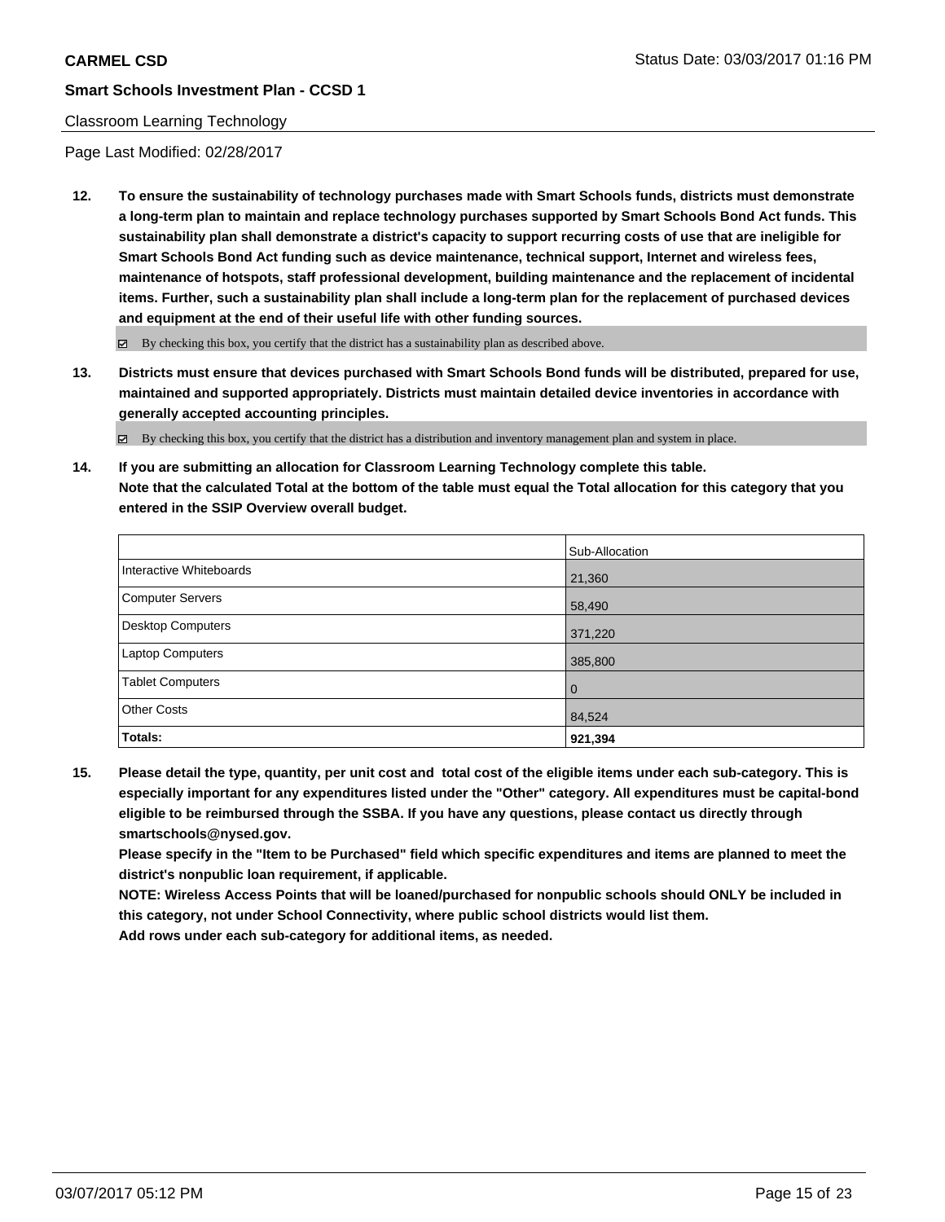Classroom Learning Technology

Page Last Modified: 02/28/2017

**12. To ensure the sustainability of technology purchases made with Smart Schools funds, districts must demonstrate a long-term plan to maintain and replace technology purchases supported by Smart Schools Bond Act funds. This sustainability plan shall demonstrate a district's capacity to support recurring costs of use that are ineligible for Smart Schools Bond Act funding such as device maintenance, technical support, Internet and wireless fees, maintenance of hotspots, staff professional development, building maintenance and the replacement of incidental items. Further, such a sustainability plan shall include a long-term plan for the replacement of purchased devices and equipment at the end of their useful life with other funding sources.**

☑ By checking this box, you certify that the district has a sustainability plan as described above.

**13. Districts must ensure that devices purchased with Smart Schools Bond funds will be distributed, prepared for use, maintained and supported appropriately. Districts must maintain detailed device inventories in accordance with generally accepted accounting principles.**

☑ By checking this box, you certify that the district has a distribution and inventory management plan and system in place.

**14. If you are submitting an allocation for Classroom Learning Technology complete this table. Note that the calculated Total at the bottom of the table must equal the Total allocation for this category that you entered in the SSIP Overview overall budget.**

| | Sub-Allocation |
|---|---|
| Interactive Whiteboards | 21,360 |
| Computer Servers | 58,490 |
| Desktop Computers | 371,220 |
| Laptop Computers | 385,800 |
| Tablet Computers | 0 |
| Other Costs | 84,524 |
| **Totals:** | **921,394** |

**15. Please detail the type, quantity, per unit cost and total cost of the eligible items under each sub-category. This is especially important for any expenditures listed under the "Other" category. All expenditures must be capital-bond eligible to be reimbursed through the SSBA. If you have any questions, please contact us directly through smartschools@nysed.gov.**

**Please specify in the "Item to be Purchased" field which specific expenditures and items are planned to meet the district's nonpublic loan requirement, if applicable.**

**NOTE: Wireless Access Points that will be loaned/purchased for nonpublic schools should ONLY be included in this category, not under School Connectivity, where public school districts would list them.**

**Add rows under each sub-category for additional items, as needed.**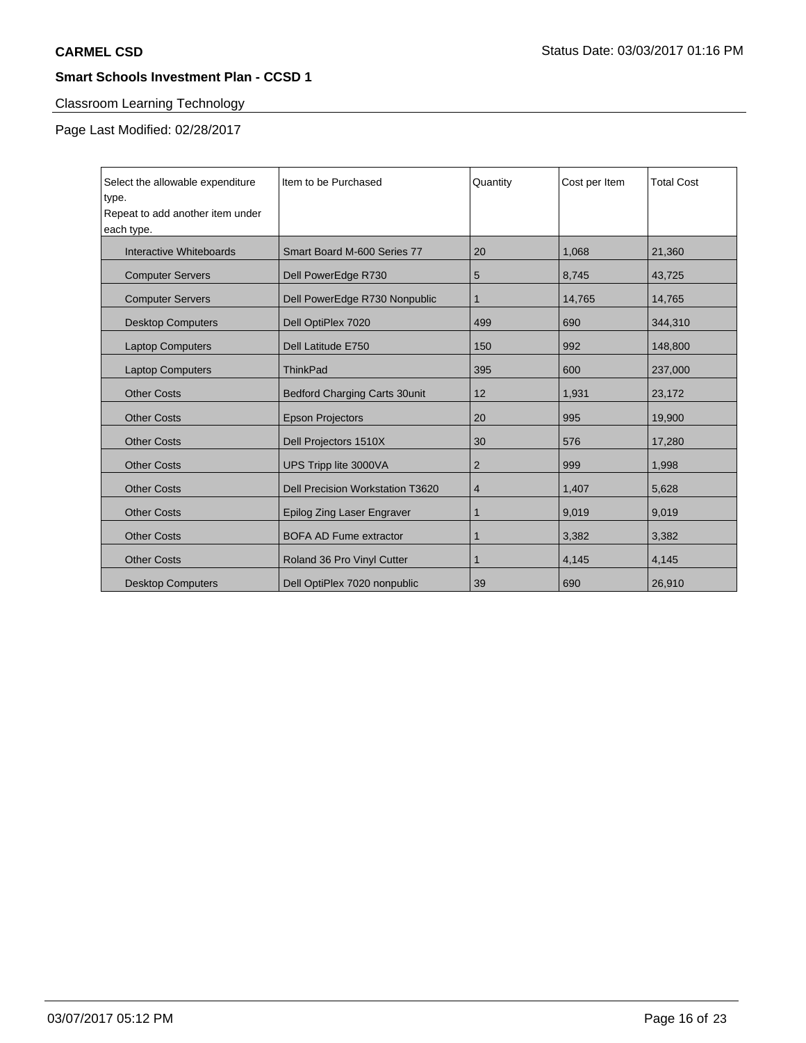## Classroom Learning Technology

Page Last Modified: 02/28/2017

| Select the allowable expenditure type. Repeat to add another item under each type. | Item to be Purchased | Quantity | Cost per Item | Total Cost |
|---|---|---|---|---|
| Interactive Whiteboards | Smart Board M-600 Series 77 | 20 | 1,068 | 21,360 |
| Computer Servers | Dell PowerEdge R730 | 5 | 8,745 | 43,725 |
| Computer Servers | Dell PowerEdge R730 Nonpublic | 1 | 14,765 | 14,765 |
| Desktop Computers | Dell OptiPlex 7020 | 499 | 690 | 344,310 |
| Laptop Computers | Dell Latitude E750 | 150 | 992 | 148,800 |
| Laptop Computers | ThinkPad | 395 | 600 | 237,000 |
| Other Costs | Bedford Charging Carts 30unit | 12 | 1,931 | 23,172 |
| Other Costs | Epson Projectors | 20 | 995 | 19,900 |
| Other Costs | Dell Projectors 1510X | 30 | 576 | 17,280 |
| Other Costs | UPS Tripp lite 3000VA | 2 | 999 | 1,998 |
| Other Costs | Dell Precision Workstation T3620 | 4 | 1,407 | 5,628 |
| Other Costs | Epilog Zing Laser Engraver | 1 | 9,019 | 9,019 |
| Other Costs | BOFA AD Fume extractor | 1 | 3,382 | 3,382 |
| Other Costs | Roland 36 Pro Vinyl Cutter | 1 | 4,145 | 4,145 |
| Desktop Computers | Dell OptiPlex 7020 nonpublic | 39 | 690 | 26,910 |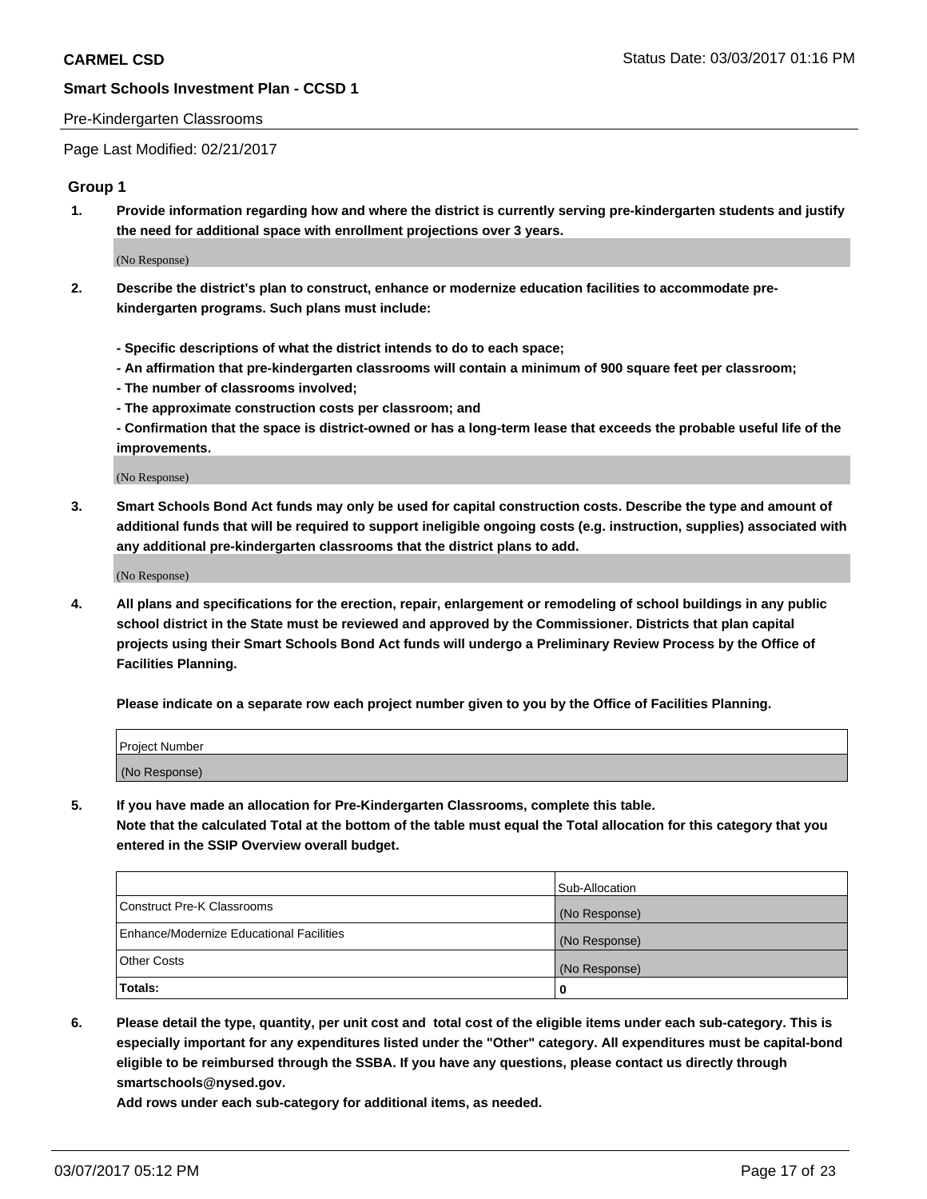## Pre-Kindergarten Classrooms

Page Last Modified: 02/21/2017

### Group 1

1. **Provide information regarding how and where the district is currently serving pre-kindergarten students and justify the need for additional space with enrollment projections over 3 years.**

   (No Response)

2. **Describe the district's plan to construct, enhance or modernize education facilities to accommodate pre-kindergarten programs. Such plans must include:**

   **- Specific descriptions of what the district intends to do to each space;**
   **- An affirmation that pre-kindergarten classrooms will contain a minimum of 900 square feet per classroom;**
   **- The number of classrooms involved;**
   **- The approximate construction costs per classroom; and**
   **- Confirmation that the space is district-owned or has a long-term lease that exceeds the probable useful life of the improvements.**

   (No Response)

3. **Smart Schools Bond Act funds may only be used for capital construction costs. Describe the type and amount of additional funds that will be required to support ineligible ongoing costs (e.g. instruction, supplies) associated with any additional pre-kindergarten classrooms that the district plans to add.**

   (No Response)

4. **All plans and specifications for the erection, repair, enlargement or remodeling of school buildings in any public school district in the State must be reviewed and approved by the Commissioner. Districts that plan capital projects using their Smart Schools Bond Act funds will undergo a Preliminary Review Process by the Office of Facilities Planning.**

   **Please indicate on a separate row each project number given to you by the Office of Facilities Planning.**

| Project Number |
|---|
| (No Response) |

5. **If you have made an allocation for Pre-Kindergarten Classrooms, complete this table.**
   **Note that the calculated Total at the bottom of the table must equal the Total allocation for this category that you entered in the SSIP Overview overall budget.**

| | Sub-Allocation |
|---|---|
| Construct Pre-K Classrooms | (No Response) |
| Enhance/Modernize Educational Facilities | (No Response) |
| Other Costs | (No Response) |
| **Totals:** | **0** |

6. **Please detail the type, quantity, per unit cost and total cost of the eligible items under each sub-category. This is especially important for any expenditures listed under the "Other" category. All expenditures must be capital-bond eligible to be reimbursed through the SSBA. If you have any questions, please contact us directly through smartschools@nysed.gov.**

   **Add rows under each sub-category for additional items, as needed.**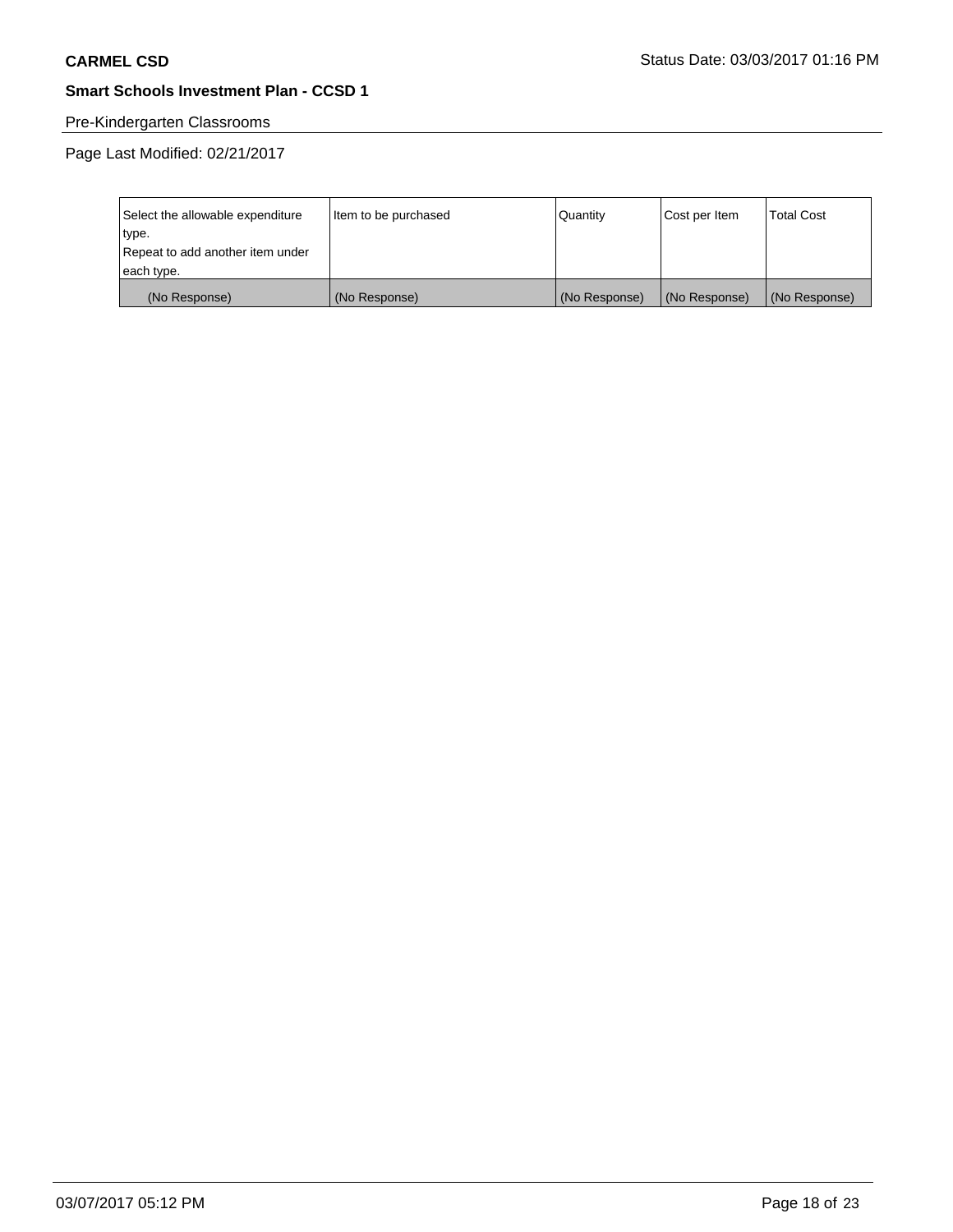**CARMEL CSD** Status Date: 03/03/2017 01:16 PM

**Smart Schools Investment Plan - CCSD 1**

Pre-Kindergarten Classrooms

Page Last Modified: 02/21/2017

| Select the allowable expenditure type.<br>Repeat to add another item under each type. | Item to be purchased | Quantity | Cost per Item | Total Cost |
|---|---|---|---|---|
| (No Response) | (No Response) | (No Response) | (No Response) | (No Response) |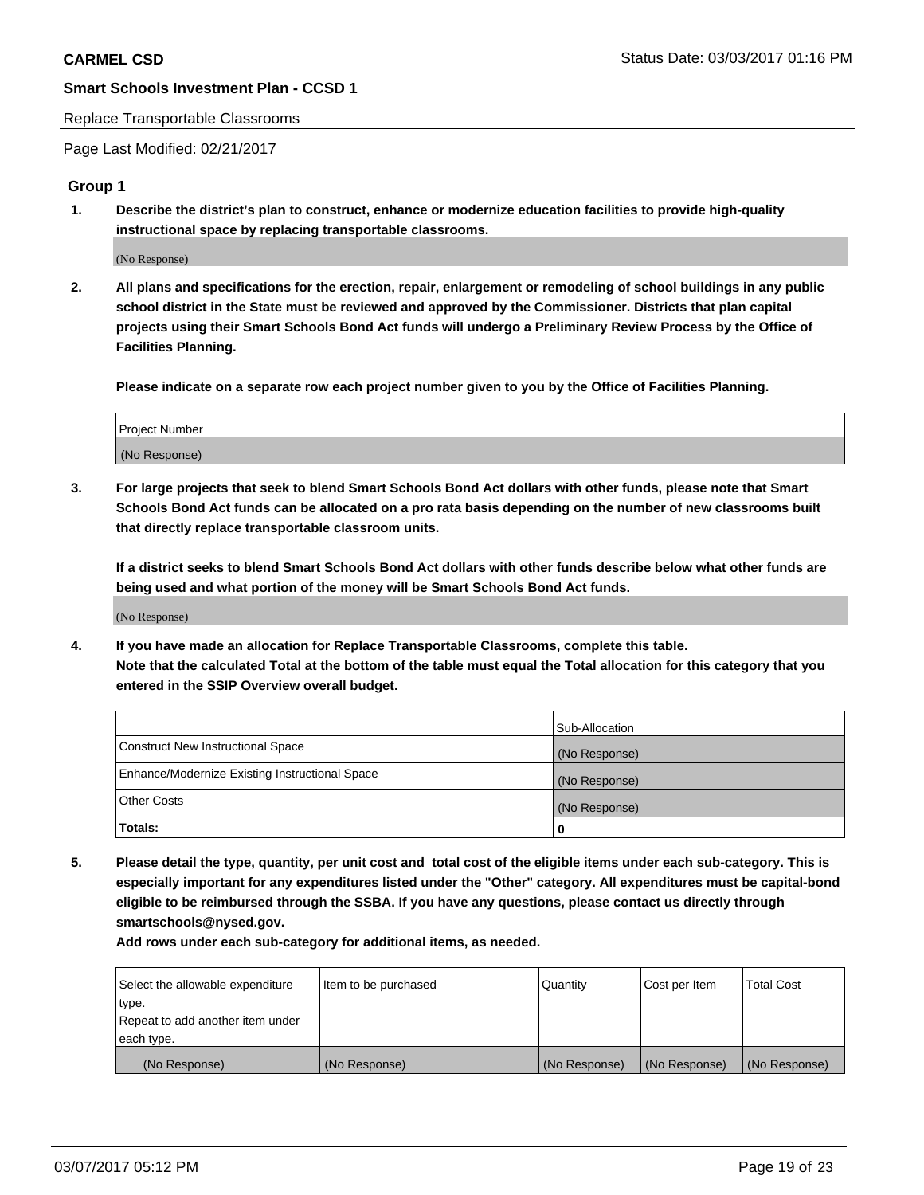**CARMEL CSD** Status Date: 03/03/2017 01:16 PM

**Smart Schools Investment Plan - CCSD 1**

Replace Transportable Classrooms

Page Last Modified: 02/21/2017

## Group 1

1. **Describe the district's plan to construct, enhance or modernize education facilities to provide high-quality instructional space by replacing transportable classrooms.**

   (No Response)

2. **All plans and specifications for the erection, repair, enlargement or remodeling of school buildings in any public school district in the State must be reviewed and approved by the Commissioner. Districts that plan capital projects using their Smart Schools Bond Act funds will undergo a Preliminary Review Process by the Office of Facilities Planning.**

   **Please indicate on a separate row each project number given to you by the Office of Facilities Planning.**

| Project Number |
|---|
| (No Response) |

3. **For large projects that seek to blend Smart Schools Bond Act dollars with other funds, please note that Smart Schools Bond Act funds can be allocated on a pro rata basis depending on the number of new classrooms built that directly replace transportable classroom units.**

   **If a district seeks to blend Smart Schools Bond Act dollars with other funds describe below what other funds are being used and what portion of the money will be Smart Schools Bond Act funds.**

   (No Response)

4. **If you have made an allocation for Replace Transportable Classrooms, complete this table.**
   **Note that the calculated Total at the bottom of the table must equal the Total allocation for this category that you entered in the SSIP Overview overall budget.**

| | Sub-Allocation |
|---|---|
| Construct New Instructional Space | (No Response) |
| Enhance/Modernize Existing Instructional Space | (No Response) |
| Other Costs | (No Response) |
| **Totals:** | **0** |

5. **Please detail the type, quantity, per unit cost and total cost of the eligible items under each sub-category. This is especially important for any expenditures listed under the "Other" category. All expenditures must be capital-bond eligible to be reimbursed through the SSBA. If you have any questions, please contact us directly through smartschools@nysed.gov.**

   **Add rows under each sub-category for additional items, as needed.**

| Select the allowable expenditure type. Repeat to add another item under each type. | Item to be purchased | Quantity | Cost per Item | Total Cost |
|---|---|---|---|---|
| (No Response) | (No Response) | (No Response) | (No Response) | (No Response) |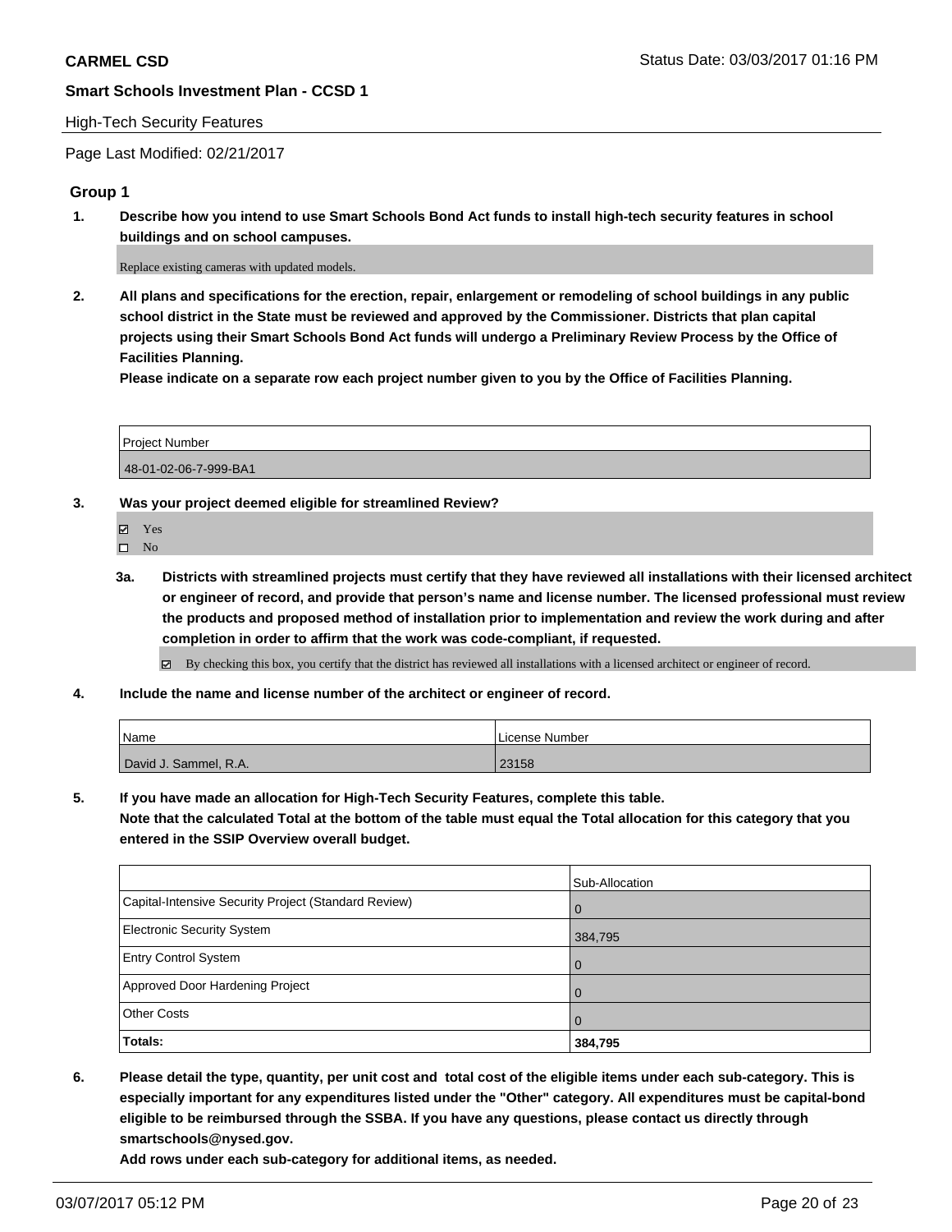**CARMEL CSD** Status Date: 03/03/2017 01:16 PM

**Smart Schools Investment Plan - CCSD 1**

High-Tech Security Features

Page Last Modified: 02/21/2017

### Group 1

1. **Describe how you intend to use Smart Schools Bond Act funds to install high-tech security features in school buildings and on school campuses.**

   Replace existing cameras with updated models.

2. **All plans and specifications for the erection, repair, enlargement or remodeling of school buildings in any public school district in the State must be reviewed and approved by the Commissioner. Districts that plan capital projects using their Smart Schools Bond Act funds will undergo a Preliminary Review Process by the Office of Facilities Planning.**
   **Please indicate on a separate row each project number given to you by the Office of Facilities Planning.**

| Project Number |
| --- |
| 48-01-02-06-7-999-BA1 |

3. **Was your project deemed eligible for streamlined Review?**

   ☑ Yes
   ☐ No

   3a. **Districts with streamlined projects must certify that they have reviewed all installations with their licensed architect or engineer of record, and provide that person's name and license number. The licensed professional must review the products and proposed method of installation prior to implementation and review the work during and after completion in order to affirm that the work was code-compliant, if requested.**

   ☑ By checking this box, you certify that the district has reviewed all installations with a licensed architect or engineer of record.

4. **Include the name and license number of the architect or engineer of record.**

| Name | License Number |
| --- | --- |
| David J. Sammel, R.A. | 23158 |

5. **If you have made an allocation for High-Tech Security Features, complete this table.**
   **Note that the calculated Total at the bottom of the table must equal the Total allocation for this category that you entered in the SSIP Overview overall budget.**

|  | Sub-Allocation |
| --- | --- |
| Capital-Intensive Security Project (Standard Review) | 0 |
| Electronic Security System | 384,795 |
| Entry Control System | 0 |
| Approved Door Hardening Project | 0 |
| Other Costs | 0 |
| **Totals:** | **384,795** |

6. **Please detail the type, quantity, per unit cost and total cost of the eligible items under each sub-category. This is especially important for any expenditures listed under the "Other" category. All expenditures must be capital-bond eligible to be reimbursed through the SSBA. If you have any questions, please contact us directly through smartschools@nysed.gov.**
   **Add rows under each sub-category for additional items, as needed.**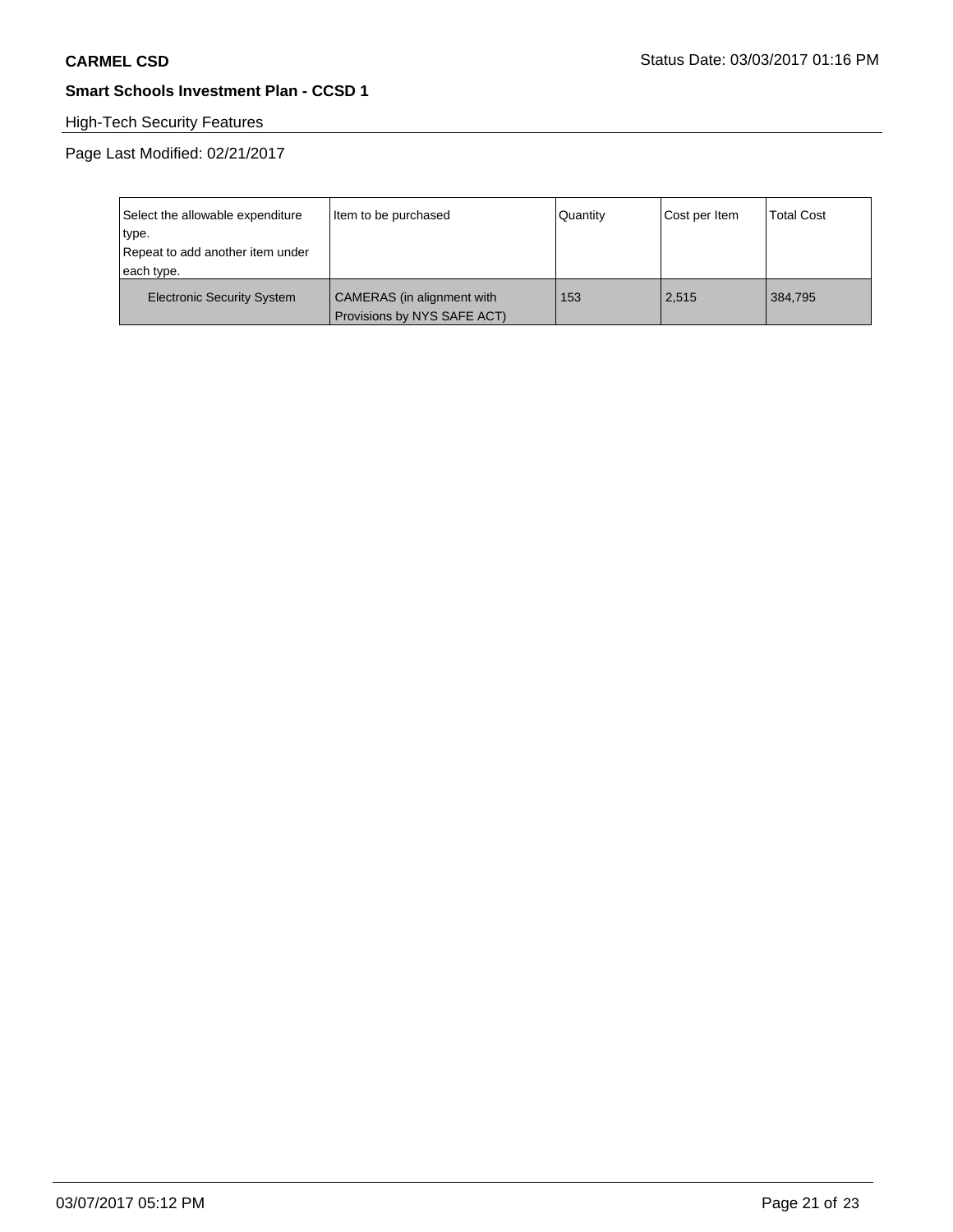**CARMEL CSD** Status Date: 03/03/2017 01:16 PM

**Smart Schools Investment Plan - CCSD 1**

High-Tech Security Features

Page Last Modified: 02/21/2017

| Select the allowable expenditure type. Repeat to add another item under each type. | Item to be purchased | Quantity | Cost per Item | Total Cost |
|---|---|---|---|---|
| Electronic Security System | CAMERAS (in alignment with Provisions by NYS SAFE ACT) | 153 | 2,515 | 384,795 |